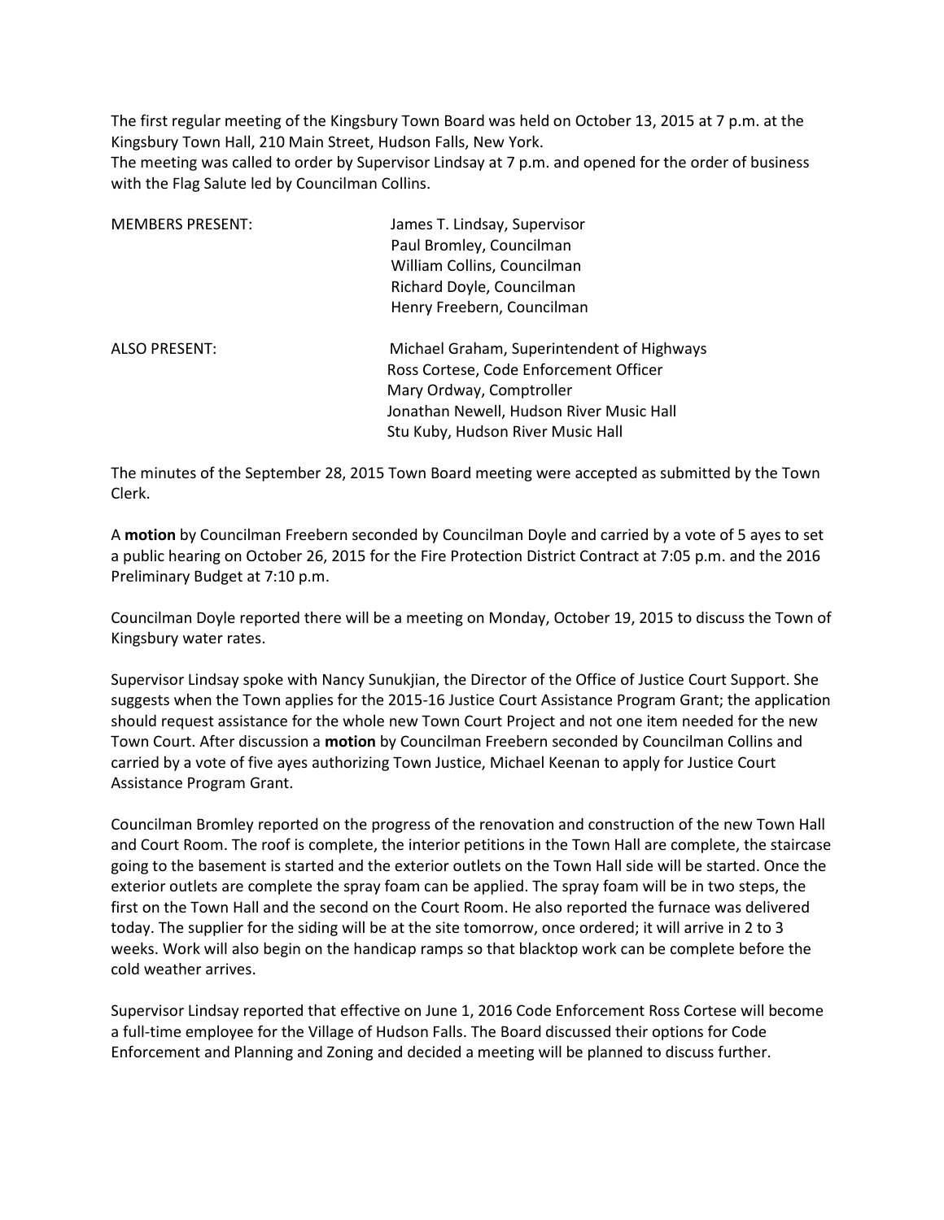The first regular meeting of the Kingsbury Town Board was held on October 13, 2015 at 7 p.m. at the Kingsbury Town Hall, 210 Main Street, Hudson Falls, New York.
The meeting was called to order by Supervisor Lindsay at 7 p.m. and opened for the order of business with the Flag Salute led by Councilman Collins.

| | |
|---|---|
| MEMBERS PRESENT: | James T. Lindsay, Supervisor<br>Paul Bromley, Councilman<br>William Collins, Councilman<br>Richard Doyle, Councilman<br>Henry Freebern, Councilman |
| ALSO PRESENT: | Michael Graham, Superintendent of Highways<br>Ross Cortese, Code Enforcement Officer<br>Mary Ordway, Comptroller<br>Jonathan Newell, Hudson River Music Hall<br>Stu Kuby, Hudson River Music Hall |

The minutes of the September 28, 2015 Town Board meeting were accepted as submitted by the Town Clerk.

A **motion** by Councilman Freebern seconded by Councilman Doyle and carried by a vote of 5 ayes to set a public hearing on October 26, 2015 for the Fire Protection District Contract at 7:05 p.m. and the 2016 Preliminary Budget at 7:10 p.m.

Councilman Doyle reported there will be a meeting on Monday, October 19, 2015 to discuss the Town of Kingsbury water rates.

Supervisor Lindsay spoke with Nancy Sunukjian, the Director of the Office of Justice Court Support. She suggests when the Town applies for the 2015-16 Justice Court Assistance Program Grant; the application should request assistance for the whole new Town Court Project and not one item needed for the new Town Court. After discussion a **motion** by Councilman Freebern seconded by Councilman Collins and carried by a vote of five ayes authorizing Town Justice, Michael Keenan to apply for Justice Court Assistance Program Grant.

Councilman Bromley reported on the progress of the renovation and construction of the new Town Hall and Court Room. The roof is complete, the interior petitions in the Town Hall are complete, the staircase going to the basement is started and the exterior outlets on the Town Hall side will be started. Once the exterior outlets are complete the spray foam can be applied. The spray foam will be in two steps, the first on the Town Hall and the second on the Court Room. He also reported the furnace was delivered today. The supplier for the siding will be at the site tomorrow, once ordered; it will arrive in 2 to 3 weeks. Work will also begin on the handicap ramps so that blacktop work can be complete before the cold weather arrives.

Supervisor Lindsay reported that effective on June 1, 2016 Code Enforcement Ross Cortese will become a full-time employee for the Village of Hudson Falls. The Board discussed their options for Code Enforcement and Planning and Zoning and decided a meeting will be planned to discuss further.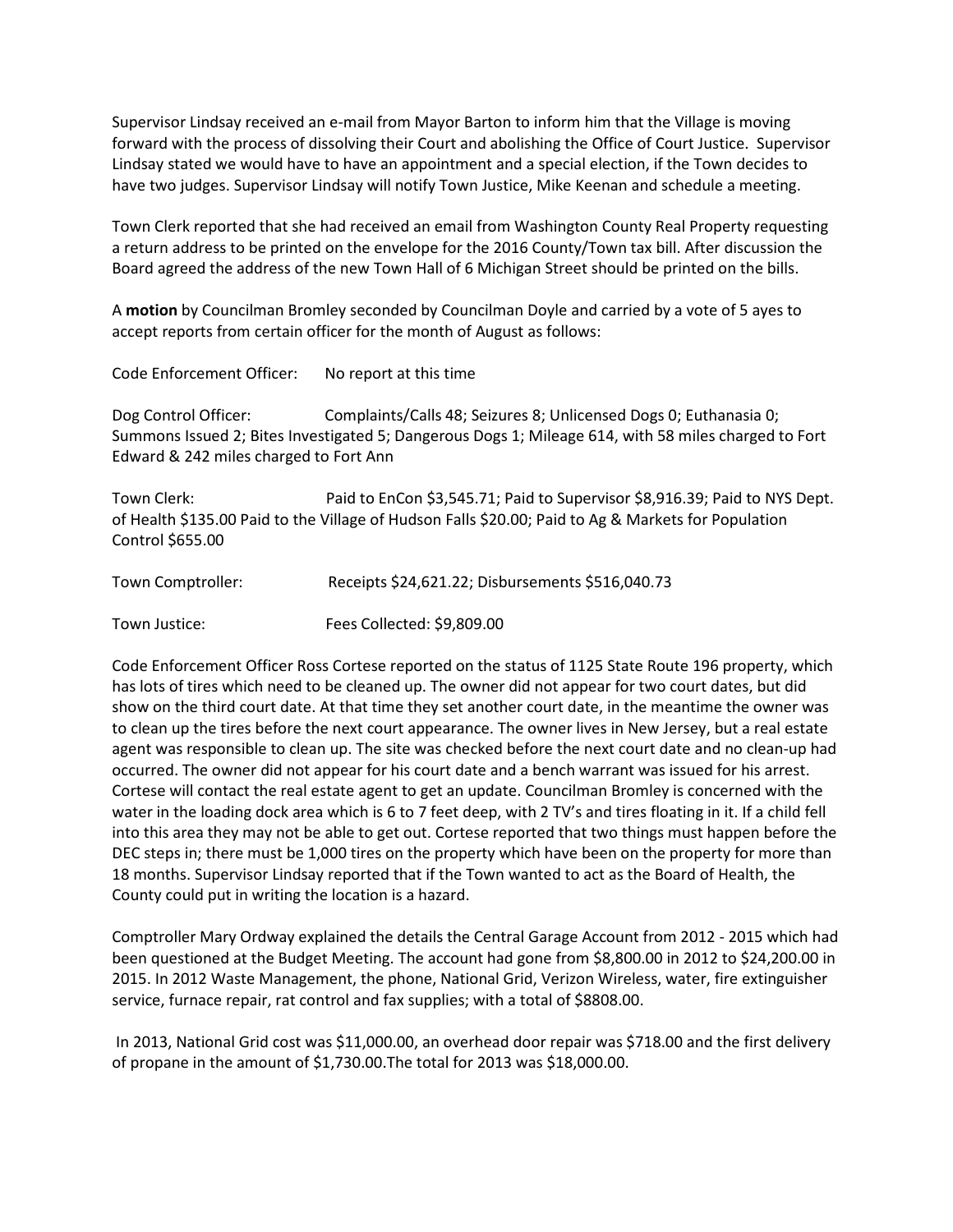Supervisor Lindsay received an e-mail from Mayor Barton to inform him that the Village is moving forward with the process of dissolving their Court and abolishing the Office of Court Justice. Supervisor Lindsay stated we would have to have an appointment and a special election, if the Town decides to have two judges. Supervisor Lindsay will notify Town Justice, Mike Keenan and schedule a meeting.

Town Clerk reported that she had received an email from Washington County Real Property requesting a return address to be printed on the envelope for the 2016 County/Town tax bill. After discussion the Board agreed the address of the new Town Hall of 6 Michigan Street should be printed on the bills.

A **motion** by Councilman Bromley seconded by Councilman Doyle and carried by a vote of 5 ayes to accept reports from certain officer for the month of August as follows:

Code Enforcement Officer: No report at this time

Dog Control Officer: Complaints/Calls 48; Seizures 8; Unlicensed Dogs 0; Euthanasia 0; Summons Issued 2; Bites Investigated 5; Dangerous Dogs 1; Mileage 614, with 58 miles charged to Fort Edward & 242 miles charged to Fort Ann

Town Clerk: Paid to EnCon $3,545.71; Paid to Supervisor $8,916.39; Paid to NYS Dept. of Health $135.00 Paid to the Village of Hudson Falls $20.00; Paid to Ag & Markets for Population Control $655.00

Town Comptroller: Receipts $24,621.22; Disbursements $516,040.73

Town Justice: Fees Collected: $9,809.00

Code Enforcement Officer Ross Cortese reported on the status of 1125 State Route 196 property, which has lots of tires which need to be cleaned up. The owner did not appear for two court dates, but did show on the third court date. At that time they set another court date, in the meantime the owner was to clean up the tires before the next court appearance. The owner lives in New Jersey, but a real estate agent was responsible to clean up. The site was checked before the next court date and no clean-up had occurred. The owner did not appear for his court date and a bench warrant was issued for his arrest. Cortese will contact the real estate agent to get an update. Councilman Bromley is concerned with the water in the loading dock area which is 6 to 7 feet deep, with 2 TV's and tires floating in it. If a child fell into this area they may not be able to get out. Cortese reported that two things must happen before the DEC steps in; there must be 1,000 tires on the property which have been on the property for more than 18 months. Supervisor Lindsay reported that if the Town wanted to act as the Board of Health, the County could put in writing the location is a hazard.

Comptroller Mary Ordway explained the details the Central Garage Account from 2012 - 2015 which had been questioned at the Budget Meeting. The account had gone from $8,800.00 in 2012 to $24,200.00 in 2015. In 2012 Waste Management, the phone, National Grid, Verizon Wireless, water, fire extinguisher service, furnace repair, rat control and fax supplies; with a total of $8808.00.

In 2013, National Grid cost was $11,000.00, an overhead door repair was $718.00 and the first delivery of propane in the amount of $1,730.00.The total for 2013 was $18,000.00.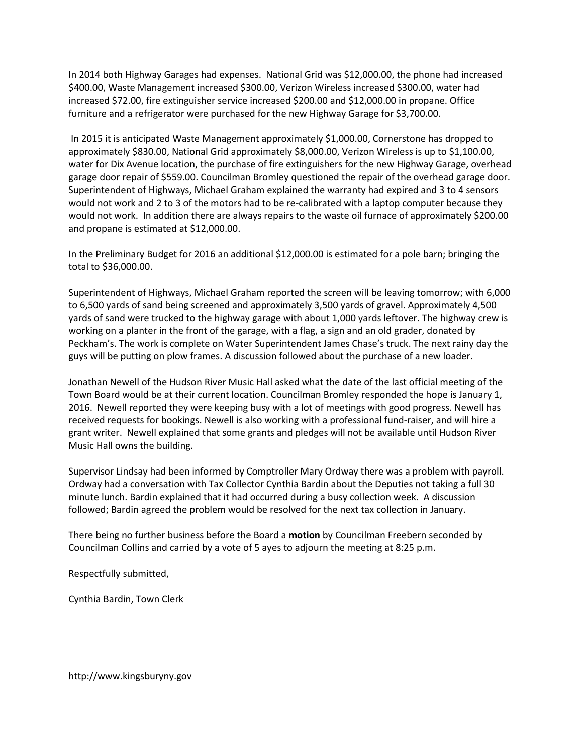In 2014 both Highway Garages had expenses. National Grid was $12,000.00, the phone had increased $400.00, Waste Management increased $300.00, Verizon Wireless increased $300.00, water had increased $72.00, fire extinguisher service increased $200.00 and $12,000.00 in propane. Office furniture and a refrigerator were purchased for the new Highway Garage for $3,700.00.

In 2015 it is anticipated Waste Management approximately $1,000.00, Cornerstone has dropped to approximately $830.00, National Grid approximately $8,000.00, Verizon Wireless is up to $1,100.00, water for Dix Avenue location, the purchase of fire extinguishers for the new Highway Garage, overhead garage door repair of $559.00. Councilman Bromley questioned the repair of the overhead garage door. Superintendent of Highways, Michael Graham explained the warranty had expired and 3 to 4 sensors would not work and 2 to 3 of the motors had to be re-calibrated with a laptop computer because they would not work. In addition there are always repairs to the waste oil furnace of approximately $200.00 and propane is estimated at $12,000.00.

In the Preliminary Budget for 2016 an additional $12,000.00 is estimated for a pole barn; bringing the total to $36,000.00.

Superintendent of Highways, Michael Graham reported the screen will be leaving tomorrow; with 6,000 to 6,500 yards of sand being screened and approximately 3,500 yards of gravel. Approximately 4,500 yards of sand were trucked to the highway garage with about 1,000 yards leftover. The highway crew is working on a planter in the front of the garage, with a flag, a sign and an old grader, donated by Peckham's. The work is complete on Water Superintendent James Chase's truck. The next rainy day the guys will be putting on plow frames. A discussion followed about the purchase of a new loader.

Jonathan Newell of the Hudson River Music Hall asked what the date of the last official meeting of the Town Board would be at their current location. Councilman Bromley responded the hope is January 1, 2016. Newell reported they were keeping busy with a lot of meetings with good progress. Newell has received requests for bookings. Newell is also working with a professional fund-raiser, and will hire a grant writer. Newell explained that some grants and pledges will not be available until Hudson River Music Hall owns the building.

Supervisor Lindsay had been informed by Comptroller Mary Ordway there was a problem with payroll. Ordway had a conversation with Tax Collector Cynthia Bardin about the Deputies not taking a full 30 minute lunch. Bardin explained that it had occurred during a busy collection week. A discussion followed; Bardin agreed the problem would be resolved for the next tax collection in January.

There being no further business before the Board a **motion** by Councilman Freebern seconded by Councilman Collins and carried by a vote of 5 ayes to adjourn the meeting at 8:25 p.m.

Respectfully submitted,

Cynthia Bardin, Town Clerk

http://www.kingsburyny.gov